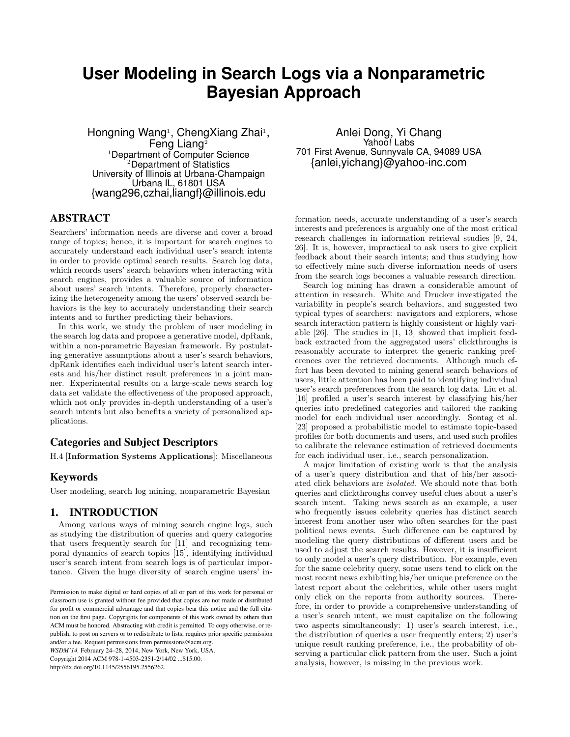# User Modeling in Search Logs via a Nonparametric Bayesian Approach

Hongning Wang[1], ChengXiang Zhai[1], Feng Liang[2]
[1]Department of Computer Science
[2]Department of Statistics
University of Illinois at Urbana-Champaign
Urbana IL, 61801 USA
{wang296,czhai,liangf}@illinois.edu

Anlei Dong, Yi Chang
Yahoo! Labs
701 First Avenue, Sunnyvale CA, 94089 USA
{anlei,yichang}@yahoo-inc.com

## ABSTRACT

Searchers' information needs are diverse and cover a broad range of topics; hence, it is important for search engines to accurately understand each individual user's search intents in order to provide optimal search results. Search log data, which records users' search behaviors when interacting with search engines, provides a valuable source of information about users' search intents. Therefore, properly characterizing the heterogeneity among the users' observed search behaviors is the key to accurately understanding their search intents and to further predicting their behaviors.

In this work, we study the problem of user modeling in the search log data and propose a generative model, dpRank, within a non-parametric Bayesian framework. By postulating generative assumptions about a user's search behaviors, dpRank identifies each individual user's latent search interests and his/her distinct result preferences in a joint manner. Experimental results on a large-scale news search log data set validate the effectiveness of the proposed approach, which not only provides in-depth understanding of a user's search intents but also benefits a variety of personalized applications.

## Categories and Subject Descriptors

H.4 [**Information Systems Applications**]: Miscellaneous

## Keywords

User modeling, search log mining, nonparametric Bayesian

## 1. INTRODUCTION

Among various ways of mining search engine logs, such as studying the distribution of queries and query categories that users frequently search for [11] and recognizing temporal dynamics of search topics [15], identifying individual user's search intent from search logs is of particular importance. Given the huge diversity of search engine users' information needs, accurate understanding of a user's search interests and preferences is arguably one of the most critical research challenges in information retrieval studies [9, 24, 26]. It is, however, impractical to ask users to give explicit feedback about their search intents; and thus studying how to effectively mine such diverse information needs of users from the search logs becomes a valuable research direction.

Search log mining has drawn a considerable amount of attention in research. White and Drucker investigated the variability in people's search behaviors, and suggested two typical types of searchers: navigators and explorers, whose search interaction pattern is highly consistent or highly variable [26]. The studies in [1, 13] showed that implicit feedback extracted from the aggregated users' clickthroughs is reasonably accurate to interpret the generic ranking preferences over the retrieved documents. Although much effort has been devoted to mining general search behaviors of users, little attention has been paid to identifying individual user's search preferences from the search log data. Liu et al. [16] profiled a user's search interest by classifying his/her queries into predefined categories and tailored the ranking model for each individual user accordingly. Sontag et al. [23] proposed a probabilistic model to estimate topic-based profiles for both documents and users, and used such profiles to calibrate the relevance estimation of retrieved documents for each individual user, i.e., search personalization.

A major limitation of existing work is that the analysis of a user's query distribution and that of his/her associated click behaviors are *isolated*. We should note that both queries and clickthroughs convey useful clues about a user's search intent. Taking news search as an example, a user who frequently issues celebrity queries has distinct search interest from another user who often searches for the past political news events. Such difference can be captured by modeling the query distributions of different users and be used to adjust the search results. However, it is insufficient to only model a user's query distribution. For example, even for the same celebrity query, some users tend to click on the most recent news exhibiting his/her unique preference on the latest report about the celebrities, while other users might only click on the reports from authority sources. Therefore, in order to provide a comprehensive understanding of a user's search intent, we must capitalize on the following two aspects simultaneously: 1) user's search interest, i.e., the distribution of queries a user frequently enters; 2) user's unique result ranking preference, i.e., the probability of observing a particular click pattern from the user. Such a joint analysis, however, is missing in the previous work.

Permission to make digital or hard copies of all or part of this work for personal or classroom use is granted without fee provided that copies are not made or distributed for profit or commercial advantage and that copies bear this notice and the full citation on the first page. Copyrights for components of this work owned by others than ACM must be honored. Abstracting with credit is permitted. To copy otherwise, or republish, to post on servers or to redistribute to lists, requires prior specific permission and/or a fee. Request permissions from permissions@acm.org.
*WSDM'14,* February 24–28, 2014, New York, New York, USA.
Copyright 2014 ACM 978-1-4503-2351-2/14/02 ...$15.00.
http://dx.doi.org/10.1145/2556195.2556262.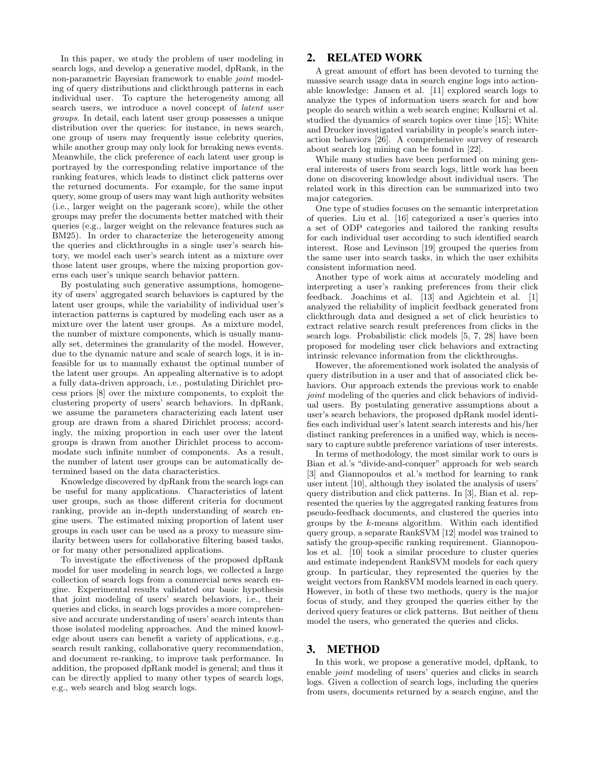In this paper, we study the problem of user modeling in search logs, and develop a generative model, dpRank, in the non-parametric Bayesian framework to enable *joint* modeling of query distributions and clickthrough patterns in each individual user. To capture the heterogeneity among all search users, we introduce a novel concept of *latent user groups*. In detail, each latent user group possesses a unique distribution over the queries: for instance, in news search, one group of users may frequently issue celebrity queries, while another group may only look for breaking news events. Meanwhile, the click preference of each latent user group is portrayed by the corresponding relative importance of the ranking features, which leads to distinct click patterns over the returned documents. For example, for the same input query, some group of users may want high authority websites (i.e., larger weight on the pagerank score), while the other groups may prefer the documents better matched with their queries (e.g., larger weight on the relevance features such as BM25). In order to characterize the heterogeneity among the queries and clickthroughs in a single user's search history, we model each user's search intent as a mixture over those latent user groups, where the mixing proportion governs each user's unique search behavior pattern.

By postulating such generative assumptions, homogeneity of users' aggregated search behaviors is captured by the latent user groups, while the variability of individual user's interaction patterns is captured by modeling each user as a mixture over the latent user groups. As a mixture model, the number of mixture components, which is usually manually set, determines the granularity of the model. However, due to the dynamic nature and scale of search logs, it is infeasible for us to manually exhaust the optimal number of the latent user groups. An appealing alternative is to adopt a fully data-driven approach, i.e., postulating Dirichlet process priors [8] over the mixture components, to exploit the clustering property of users' search behaviors. In dpRank, we assume the parameters characterizing each latent user group are drawn from a shared Dirichlet process; accordingly, the mixing proportion in each user over the latent groups is drawn from another Dirichlet process to accommodate such infinite number of components. As a result, the number of latent user groups can be automatically determined based on the data characteristics.

Knowledge discovered by dpRank from the search logs can be useful for many applications. Characteristics of latent user groups, such as those different criteria for document ranking, provide an in-depth understanding of search engine users. The estimated mixing proportion of latent user groups in each user can be used as a proxy to measure similarity between users for collaborative filtering based tasks, or for many other personalized applications.

To investigate the effectiveness of the proposed dpRank model for user modeling in search logs, we collected a large collection of search logs from a commercial news search engine. Experimental results validated our basic hypothesis that joint modeling of users' search behaviors, i.e., their queries and clicks, in search logs provides a more comprehensive and accurate understanding of users' search intents than those isolated modeling approaches. And the mined knowledge about users can benefit a variety of applications, e.g., search result ranking, collaborative query recommendation, and document re-ranking, to improve task performance. In addition, the proposed dpRank model is general; and thus it can be directly applied to many other types of search logs, e.g., web search and blog search logs.

## 2. RELATED WORK

A great amount of effort has been devoted to turning the massive search usage data in search engine logs into actionable knowledge: Jansen et al. [11] explored search logs to analyze the types of information users search for and how people do search within a web search engine; Kulkarni et al. studied the dynamics of search topics over time [15]; White and Drucker investigated variability in people's search interaction behaviors [26]. A comprehensive survey of research about search log mining can be found in [22].

While many studies have been performed on mining general interests of users from search logs, little work has been done on discovering knowledge about individual users. The related work in this direction can be summarized into two major categories.

One type of studies focuses on the semantic interpretation of queries. Liu et al. [16] categorized a user's queries into a set of ODP categories and tailored the ranking results for each individual user according to such identified search interest. Rose and Levinson [19] grouped the queries from the same user into search tasks, in which the user exhibits consistent information need.

Another type of work aims at accurately modeling and interpreting a user's ranking preferences from their click feedback. Joachims et al. [13] and Agichtein et al. [1] analyzed the reliability of implicit feedback generated from clickthrough data and designed a set of click heuristics to extract relative search result preferences from clicks in the search logs. Probabilistic click models [5, 7, 28] have been proposed for modeling user click behaviors and extracting intrinsic relevance information from the clickthroughs.

However, the aforementioned work isolated the analysis of query distribution in a user and that of associated click behaviors. Our approach extends the previous work to enable *joint* modeling of the queries and click behaviors of individual users. By postulating generative assumptions about a user's search behaviors, the proposed dpRank model identifies each individual user's latent search interests and his/her distinct ranking preferences in a unified way, which is necessary to capture subtle preference variations of user interests.

In terms of methodology, the most similar work to ours is Bian et al.'s "divide-and-conquer" approach for learning to rank for web search [3] and Giannopoulos et al.'s method for learning to rank user intent [10], although they isolated the analysis of users' query distribution and click patterns. In [3], Bian et al. represented the queries by the aggregated ranking features from pseudo-feedback documents, and clustered the queries into groups by the $k$-means algorithm. Within each identified query group, a separate RankSVM [12] model was trained to satisfy the group-specific ranking requirement. Giannopoulos et al. [10] took a similar procedure to cluster queries and estimate independent RankSVM models for each query group. In particular, they represented the queries by the weight vectors from RankSVM models learned in each query. However, in both of these two methods, query is the major focus of study, and they grouped the queries either by the derived query features or click patterns. But neither of them model the users, who generated the queries and clicks.

## 3. METHOD

In this work, we propose a generative model, dpRank, to enable *joint* modeling of users' queries and clicks in search logs. Given a collection of search logs, including the queries from users, documents returned by a search engine, and the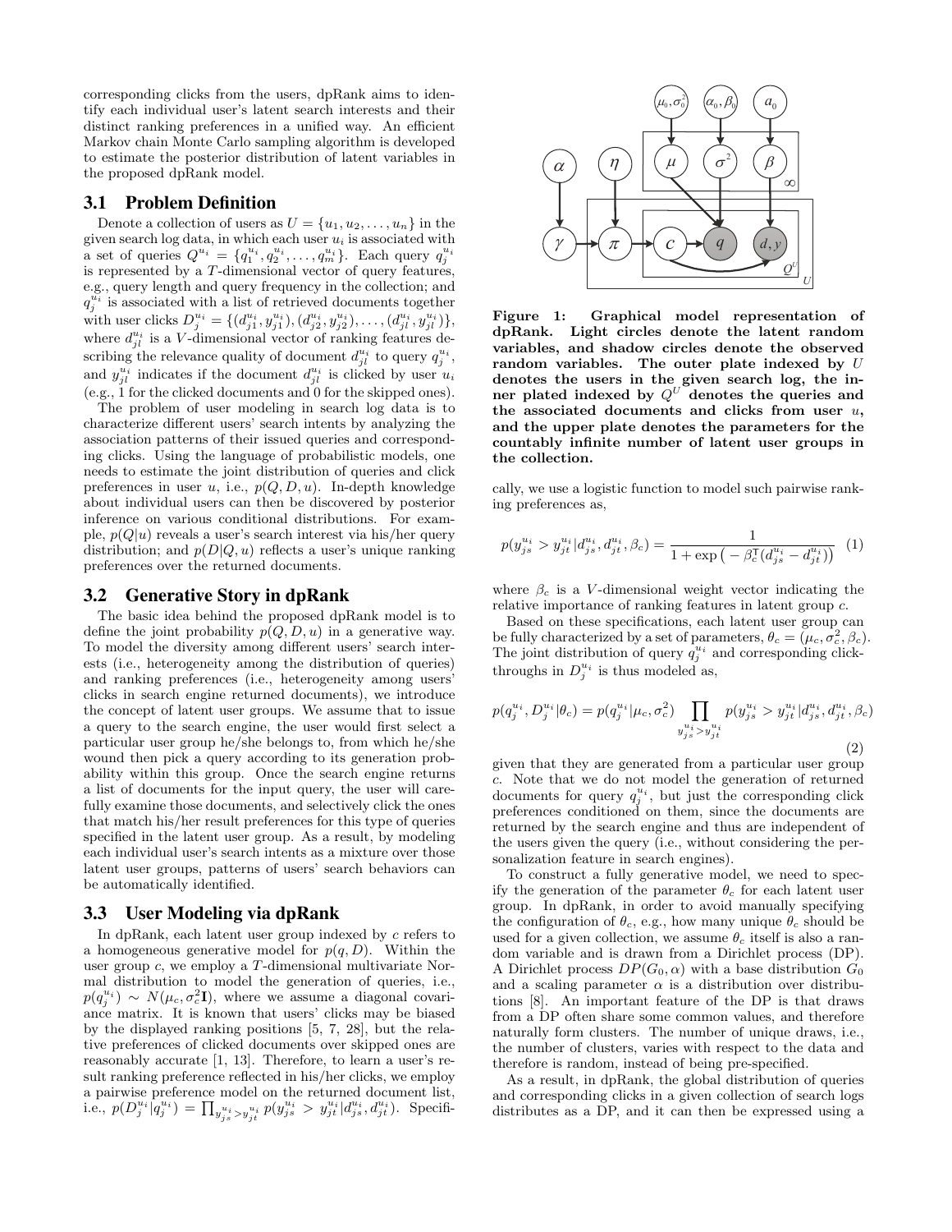corresponding clicks from the users, dpRank aims to identify each individual user's latent search interests and their distinct ranking preferences in a unified way. An efficient Markov chain Monte Carlo sampling algorithm is developed to estimate the posterior distribution of latent variables in the proposed dpRank model.

## 3.1 Problem Definition

Denote a collection of users as $U = \{u_1, u_2, \dots, u_n\}$ in the given search log data, in which each user $u_i$ is associated with a set of queries $Q^{u_i} = \{q_1^{u_i}, q_2^{u_i}, \dots, q_m^{u_i}\}$. Each query $q_j^{u_i}$ is represented by a $T$-dimensional vector of query features, e.g., query length and query frequency in the collection; and $q_j^{u_i}$ is associated with a list of retrieved documents together with user clicks $D_j^{u_i} = \{(d_{j1}^{u_i}, y_{j1}^{u_i}), (d_{j2}^{u_i}, y_{j2}^{u_i}), \dots, (d_{jl}^{u_i}, y_{jl}^{u_i})\}$, where $d_{jl}^{u_i}$ is a $V$-dimensional vector of ranking features describing the relevance quality of document $d_{jl}^{u_i}$ to query $q_j^{u_i}$, and $y_{jl}^{u_i}$ indicates if the document $d_{jl}^{u_i}$ is clicked by user $u_i$ (e.g., 1 for the clicked documents and 0 for the skipped ones).

The problem of user modeling in search log data is to characterize different users' search intents by analyzing the association patterns of their issued queries and corresponding clicks. Using the language of probabilistic models, one needs to estimate the joint distribution of queries and click preferences in user $u$, i.e., $p(Q, D, u)$. In-depth knowledge about individual users can then be discovered by posterior inference on various conditional distributions. For example, $p(Q|u)$ reveals a user's search interest via his/her query distribution; and $p(D|Q, u)$ reflects a user's unique ranking preferences over the returned documents.

## 3.2 Generative Story in dpRank

The basic idea behind the proposed dpRank model is to define the joint probability $p(Q, D, u)$ in a generative way. To model the diversity among different users' search interests (i.e., heterogeneity among the distribution of queries) and ranking preferences (i.e., heterogeneity among users' clicks in search engine returned documents), we introduce the concept of latent user groups. We assume that to issue a query to the search engine, the user would first select a particular user group he/she belongs to, from which he/she wound then pick a query according to its generation probability within this group. Once the search engine returns a list of documents for the input query, the user will carefully examine those documents, and selectively click the ones that match his/her result preferences for this type of queries specified in the latent user group. As a result, by modeling each individual user's search intents as a mixture over those latent user groups, patterns of users' search behaviors can be automatically identified.

## 3.3 User Modeling via dpRank

In dpRank, each latent user group indexed by $c$ refers to a homogeneous generative model for $p(q, D)$. Within the user group $c$, we employ a $T$-dimensional multivariate Normal distribution to model the generation of queries, i.e., $p(q_j^{u_i}) \sim N(\mu_c, \sigma_c^2 \mathbf{I})$, where we assume a diagonal covariance matrix. It is known that users' clicks may be biased by the displayed ranking positions [5, 7, 28], but the relative preferences of clicked documents over skipped ones are reasonably accurate [1, 13]. Therefore, to learn a user's result ranking preference reflected in his/her clicks, we employ a pairwise preference model on the returned document list, i.e., $p(D_j^{u_i}|q_j^{u_i}) = \prod_{y_{js}^{u_i} > y_{jt}^{u_i}} p(y_{js}^{u_i} > y_{jt}^{u_i}|d_{js}^{u_i}, d_{jt}^{u_i})$. Specifically, we use a logistic function to model such pairwise ranking preferences as,

$$p(y_{js}^{u_i} > y_{jt}^{u_i}|d_{js}^{u_i}, d_{jt}^{u_i}, \beta_c) = \frac{1}{1 + \exp\big(-\beta_c^{\mathsf{T}}(d_{js}^{u_i} - d_{jt}^{u_i})\big)} \quad (1)$$

where $\beta_c$ is a $V$-dimensional weight vector indicating the relative importance of ranking features in latent group $c$.

Based on these specifications, each latent user group can be fully characterized by a set of parameters, $\theta_c = (\mu_c, \sigma_c^2, \beta_c)$. The joint distribution of query $q_j^{u_i}$ and corresponding click-throughs in $D_j^{u_i}$ is thus modeled as,

$$p(q_j^{u_i}, D_j^{u_i}|\theta_c) = p(q_j^{u_i}|\mu_c, \sigma_c^2) \prod_{y_{js}^{u_i} > y_{jt}^{u_i}} p(y_{js}^{u_i} > y_{jt}^{u_i}|d_{js}^{u_i}, d_{jt}^{u_i}, \beta_c) \quad (2)$$

given that they are generated from a particular user group $c$. Note that we do not model the generation of returned documents for query $q_j^{u_i}$, but just the corresponding click preferences conditioned on them, since the documents are returned by the search engine and thus are independent of the users given the query (i.e., without considering the personalization feature in search engines).

To construct a fully generative model, we need to specify the generation of the parameter $\theta_c$ for each latent user group. In dpRank, in order to avoid manually specifying the configuration of $\theta_c$, e.g., how many unique $\theta_c$ should be used for a given collection, we assume $\theta_c$ itself is also a random variable and is drawn from a Dirichlet process (DP). A Dirichlet process $DP(G_0, \alpha)$ with a base distribution $G_0$ and a scaling parameter $\alpha$ is a distribution over distributions [8]. An important feature of the DP is that draws from a DP often share some common values, and therefore naturally form clusters. The number of unique draws, i.e., the number of clusters, varies with respect to the data and therefore is random, instead of being pre-specified.

As a result, in dpRank, the global distribution of queries and corresponding clicks in a given collection of search logs distributes as a DP, and it can then be expressed using a

$\mu_0, \sigma_0^2$ $\alpha_0, \beta_0$ $a_0$
$\alpha$ $\eta$ $\mu$ $\sigma^2$ $\beta$ $\infty$
$\gamma$ $\pi$ $c$ $q$ $d, y$ $Q^U$ $U$

**Figure 1: Graphical model representation of dpRank. Light circles denote the latent random variables, and shadow circles denote the observed random variables. The outer plate indexed by $U$ denotes the users in the given search log, the inner plated indexed by $Q^U$ denotes the queries and the associated documents and clicks from user $u$, and the upper plate denotes the parameters for the countably infinite number of latent user groups in the collection.**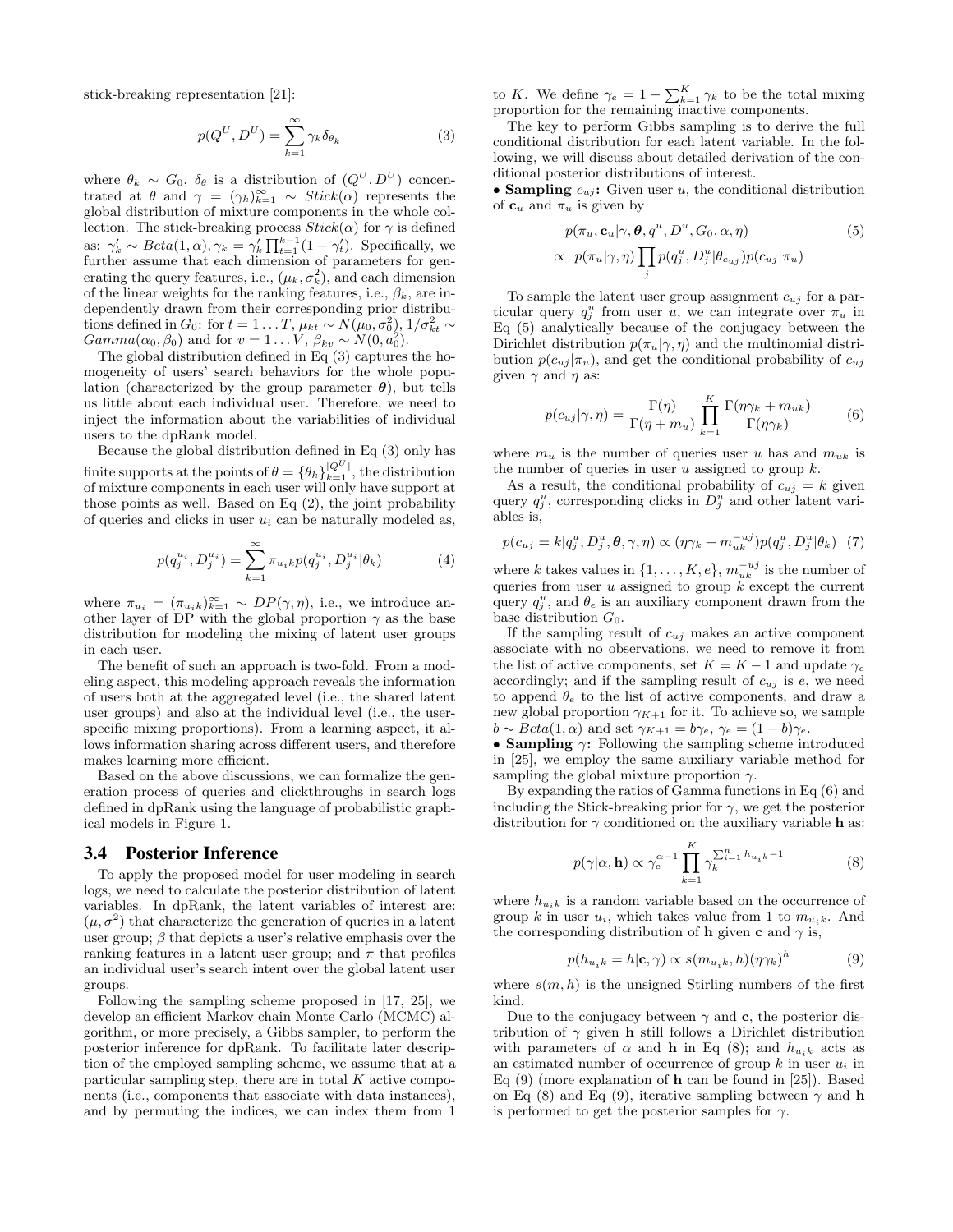stick-breaking representation [21]:

$$p(Q^U, D^U) = \sum_{k=1}^{\infty} \gamma_k \delta_{\theta_k} \tag{3}$$

where $\theta_k \sim G_0$, $\delta_\theta$ is a distribution of $(Q^U, D^U)$ concentrated at $\theta$ and $\gamma = (\gamma_k)_{k=1}^{\infty} \sim Stick(\alpha)$ represents the global distribution of mixture components in the whole collection. The stick-breaking process $Stick(\alpha)$ for $\gamma$ is defined as: $\gamma'_k \sim Beta(1, \alpha), \gamma_k = \gamma'_k \prod_{t=1}^{k-1}(1 - \gamma'_t)$. Specifically, we further assume that each dimension of parameters for generating the query features, i.e., $(\mu_k, \sigma_k^2)$, and each dimension of the linear weights for the ranking features, i.e., $\beta_k$, are independently drawn from their corresponding prior distributions defined in $G_0$: for $t = 1 \ldots T$, $\mu_{kt} \sim N(\mu_0, \sigma_0^2)$, $1/\sigma_{kt}^2 \sim Gamma(\alpha_0, \beta_0)$ and for $v = 1 \ldots V$, $\beta_{kv} \sim N(0, a_0^2)$.

The global distribution defined in Eq (3) captures the homogeneity of users' search behaviors for the whole population (characterized by the group parameter $\boldsymbol{\theta}$), but tells us little about each individual user. Therefore, we need to inject the information about the variabilities of individual users to the dpRank model.

Because the global distribution defined in Eq (3) only has finite supports at the points of $\theta = \{\theta_k\}_{k=1}^{|Q^U|}$, the distribution of mixture components in each user will only have support at those points as well. Based on Eq (2), the joint probability of queries and clicks in user $u_i$ can be naturally modeled as,

$$p(q_j^{u_i}, D_j^{u_i}) = \sum_{k=1}^{\infty} \pi_{u_i k} p(q_j^{u_i}, D_j^{u_i} | \theta_k) \tag{4}$$

where $\pi_{u_i} = (\pi_{u_i k})_{k=1}^{\infty} \sim DP(\gamma, \eta)$, i.e., we introduce another layer of DP with the global proportion $\gamma$ as the base distribution for modeling the mixing of latent user groups in each user.

The benefit of such an approach is two-fold. From a modeling aspect, this modeling approach reveals the information of users both at the aggregated level (i.e., the shared latent user groups) and also at the individual level (i.e., the user-specific mixing proportions). From a learning aspect, it allows information sharing across different users, and therefore makes learning more efficient.

Based on the above discussions, we can formalize the generation process of queries and clickthroughs in search logs defined in dpRank using the language of probabilistic graphical models in Figure 1.

## 3.4 Posterior Inference

To apply the proposed model for user modeling in search logs, we need to calculate the posterior distribution of latent variables. In dpRank, the latent variables of interest are: $(\mu, \sigma^2)$ that characterize the generation of queries in a latent user group; $\beta$ that depicts a user's relative emphasis over the ranking features in a latent user group; and $\pi$ that profiles an individual user's search intent over the global latent user groups.

Following the sampling scheme proposed in [17, 25], we develop an efficient Markov chain Monte Carlo (MCMC) algorithm, or more precisely, a Gibbs sampler, to perform the posterior inference for dpRank. To facilitate later description of the employed sampling scheme, we assume that at a particular sampling step, there are in total $K$ active components (i.e., components that associate with data instances), and by permuting the indices, we can index them from 1 to $K$. We define $\gamma_e = 1 - \sum_{k=1}^{K} \gamma_k$ to be the total mixing proportion for the remaining inactive components.

The key to perform Gibbs sampling is to derive the full conditional distribution for each latent variable. In the following, we will discuss about detailed derivation of the conditional posterior distributions of interest.

• **Sampling $c_{uj}$:** Given user $u$, the conditional distribution of $\mathbf{c}_u$ and $\pi_u$ is given by

$$\begin{aligned} & p(\pi_u, \mathbf{c}_u | \gamma, \boldsymbol{\theta}, q^u, D^u, G_0, \alpha, \eta) \\ \propto \; & p(\pi_u | \gamma, \eta) \prod_j p(q_j^u, D_j^u | \theta_{c_{uj}}) p(c_{uj} | \pi_u) \end{aligned} \tag{5}$$

To sample the latent user group assignment $c_{uj}$ for a particular query $q_j^u$ from user $u$, we can integrate over $\pi_u$ in Eq (5) analytically because of the conjugacy between the Dirichlet distribution $p(\pi_u|\gamma, \eta)$ and the multinomial distribution $p(c_{uj}|\pi_u)$, and get the conditional probability of $c_{uj}$ given $\gamma$ and $\eta$ as:

$$p(c_{uj}|\gamma, \eta) = \frac{\Gamma(\eta)}{\Gamma(\eta + m_u)} \prod_{k=1}^{K} \frac{\Gamma(\eta\gamma_k + m_{uk})}{\Gamma(\eta\gamma_k)} \tag{6}$$

where $m_u$ is the number of queries user $u$ has and $m_{uk}$ is the number of queries in user $u$ assigned to group $k$.

As a result, the conditional probability of $c_{uj} = k$ given query $q_j^u$, corresponding clicks in $D_j^u$ and other latent variables is,

$$p(c_{uj} = k | q_j^u, D_j^u, \boldsymbol{\theta}, \gamma, \eta) \propto (\eta\gamma_k + m_{uk}^{-uj}) p(q_j^u, D_j^u | \theta_k) \tag{7}$$

where $k$ takes values in $\{1, \ldots, K, e\}$, $m_{uk}^{-uj}$ is the number of queries from user $u$ assigned to group $k$ except the current query $q_j^u$, and $\theta_e$ is an auxiliary component drawn from the base distribution $G_0$.

If the sampling result of $c_{uj}$ makes an active component associate with no observations, we need to remove it from the list of active components, set $K = K - 1$ and update $\gamma_e$ accordingly; and if the sampling result of $c_{uj}$ is $e$, we need to append $\theta_e$ to the list of active components, and draw a new global proportion $\gamma_{K+1}$ for it. To achieve so, we sample $b \sim Beta(1, \alpha)$ and set $\gamma_{K+1} = b\gamma_e$, $\gamma_e = (1 - b)\gamma_e$.

• **Sampling $\gamma$:** Following the sampling scheme introduced in [25], we employ the same auxiliary variable method for sampling the global mixture proportion $\gamma$.

By expanding the ratios of Gamma functions in Eq (6) and including the Stick-breaking prior for $\gamma$, we get the posterior distribution for $\gamma$ conditioned on the auxiliary variable $\mathbf{h}$ as:

$$p(\gamma|\alpha, \mathbf{h}) \propto \gamma_e^{\alpha - 1} \prod_{k=1}^{K} \gamma_k^{\sum_{i=1}^{n} h_{u_i k} - 1} \tag{8}$$

where $h_{u_i k}$ is a random variable based on the occurrence of group $k$ in user $u_i$, which takes value from 1 to $m_{u_i k}$. And the corresponding distribution of $\mathbf{h}$ given $\mathbf{c}$ and $\gamma$ is,

$$p(h_{u_i k} = h | \mathbf{c}, \gamma) \propto s(m_{u_i k}, h)(\eta\gamma_k)^h \tag{9}$$

where $s(m, h)$ is the unsigned Stirling numbers of the first kind.

Due to the conjugacy between $\gamma$ and $\mathbf{c}$, the posterior distribution of $\gamma$ given $\mathbf{h}$ still follows a Dirichlet distribution with parameters of $\alpha$ and $\mathbf{h}$ in Eq (8); and $h_{u_i k}$ acts as an estimated number of occurrence of group $k$ in user $u_i$ in Eq (9) (more explanation of $\mathbf{h}$ can be found in [25]). Based on Eq (8) and Eq (9), iterative sampling between $\gamma$ and $\mathbf{h}$ is performed to get the posterior samples for $\gamma$.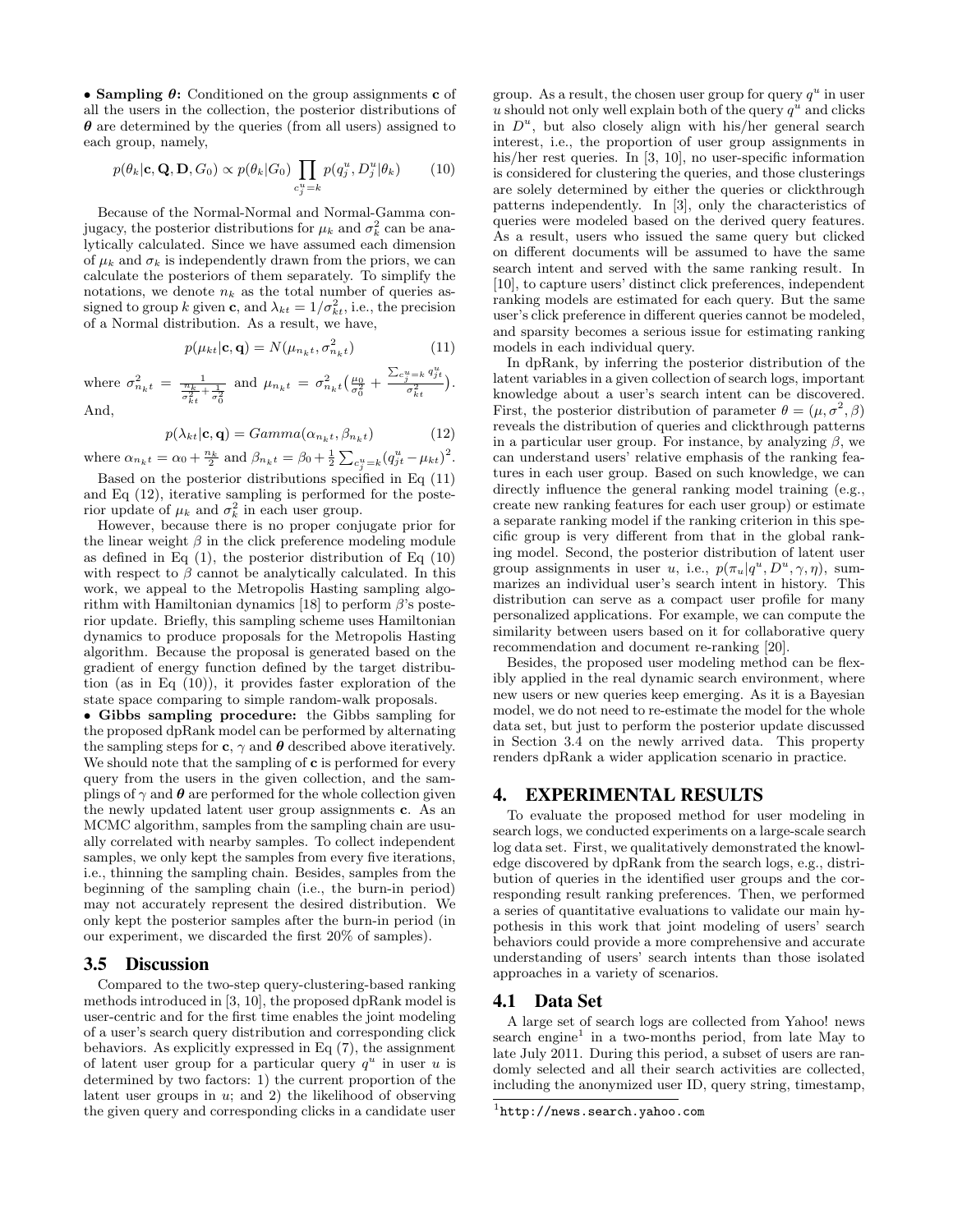• **Sampling $\boldsymbol{\theta}$:** Conditioned on the group assignments $\mathbf{c}$ of all the users in the collection, the posterior distributions of $\boldsymbol{\theta}$ are determined by the queries (from all users) assigned to each group, namely,

$$p(\theta_k|\mathbf{c},\mathbf{Q},\mathbf{D},G_0) \propto p(\theta_k|G_0)\prod_{c_j^u=k} p(q_j^u, D_j^u|\theta_k) \qquad (10)$$

Because of the Normal-Normal and Normal-Gamma conjugacy, the posterior distributions for $\mu_k$ and $\sigma_k^2$ can be analytically calculated. Since we have assumed each dimension of $\mu_k$ and $\sigma_k$ is independently drawn from the priors, we can calculate the posteriors of them separately. To simplify the notations, we denote $n_k$ as the total number of queries assigned to group $k$ given $\mathbf{c}$, and $\lambda_{kt} = 1/\sigma_{kt}^2$, i.e., the precision of a Normal distribution. As a result, we have,

$$p(\mu_{kt}|\mathbf{c},\mathbf{q}) = N(\mu_{n_kt}, \sigma^2_{n_kt}) \qquad (11)$$

where $\sigma^2_{n_kt} = \frac{1}{\frac{n_k}{\sigma^2_{kt}}+\frac{1}{\sigma^2_0}}$ and $\mu_{n_kt} = \sigma^2_{n_kt}\big(\frac{\mu_0}{\sigma_0^2} + \frac{\sum_{c_j^u=k} q^u_{jt}}{\sigma^2_{kt}}\big)$.

And,

$$p(\lambda_{kt}|\mathbf{c},\mathbf{q}) = Gamma(\alpha_{n_kt}, \beta_{n_kt}) \qquad (12)$$

where $\alpha_{n_kt} = \alpha_0 + \frac{n_k}{2}$ and $\beta_{n_kt} = \beta_0 + \frac{1}{2}\sum_{c_j^u=k}(q^u_{jt} - \mu_{kt})^2$.

Based on the posterior distributions specified in Eq (11) and Eq (12), iterative sampling is performed for the posterior update of $\mu_k$ and $\sigma_k^2$ in each user group.

However, because there is no proper conjugate prior for the linear weight $\beta$ in the click preference modeling module as defined in Eq (1), the posterior distribution of Eq (10) with respect to $\beta$ cannot be analytically calculated. In this work, we appeal to the Metropolis Hasting sampling algorithm with Hamiltonian dynamics [18] to perform $\beta$'s posterior update. Briefly, this sampling scheme uses Hamiltonian dynamics to produce proposals for the Metropolis Hasting algorithm. Because the proposal is generated based on the gradient of energy function defined by the target distribution (as in Eq (10)), it provides faster exploration of the state space comparing to simple random-walk proposals.

• **Gibbs sampling procedure:** the Gibbs sampling for the proposed dpRank model can be performed by alternating the sampling steps for $\mathbf{c}$, $\gamma$ and $\boldsymbol{\theta}$ described above iteratively. We should note that the sampling of $\mathbf{c}$ is performed for every query from the users in the given collection, and the samplings of $\gamma$ and $\boldsymbol{\theta}$ are performed for the whole collection given the newly updated latent user group assignments $\mathbf{c}$. As an MCMC algorithm, samples from the sampling chain are usually correlated with nearby samples. To collect independent samples, we only kept the samples from every five iterations, i.e., thinning the sampling chain. Besides, samples from the beginning of the sampling chain (i.e., the burn-in period) may not accurately represent the desired distribution. We only kept the posterior samples after the burn-in period (in our experiment, we discarded the first 20% of samples).

### 3.5 Discussion

Compared to the two-step query-clustering-based ranking methods introduced in [3, 10], the proposed dpRank model is user-centric and for the first time enables the joint modeling of a user's search query distribution and corresponding click behaviors. As explicitly expressed in Eq (7), the assignment of latent user group for a particular query $q^u$ in user $u$ is determined by two factors: 1) the current proportion of the latent user groups in $u$; and 2) the likelihood of observing the given query and corresponding clicks in a candidate user group. As a result, the chosen user group for query $q^u$ in user $u$ should not only well explain both of the query $q^u$ and clicks in $D^u$, but also closely align with his/her general search interest, i.e., the proportion of user group assignments in his/her rest queries. In [3, 10], no user-specific information is considered for clustering the queries, and those clusterings are solely determined by either the queries or clickthrough patterns independently. In [3], only the characteristics of queries were modeled based on the derived query features. As a result, users who issued the same query but clicked on different documents will be assumed to have the same search intent and served with the same ranking result. In [10], to capture users' distinct click preferences, independent ranking models are estimated for each query. But the same user's click preference in different queries cannot be modeled, and sparsity becomes a serious issue for estimating ranking models in each individual query.

In dpRank, by inferring the posterior distribution of the latent variables in a given collection of search logs, important knowledge about a user's search intent can be discovered. First, the posterior distribution of parameter $\theta = (\mu, \sigma^2, \beta)$ reveals the distribution of queries and clickthrough patterns in a particular user group. For instance, by analyzing $\beta$, we can understand users' relative emphasis of the ranking features in each user group. Based on such knowledge, we can directly influence the general ranking model training (e.g., create new ranking features for each user group) or estimate a separate ranking model if the ranking criterion in this specific group is very different from that in the global ranking model. Second, the posterior distribution of latent user group assignments in user $u$, i.e., $p(\pi_u|q^u, D^u, \gamma, \eta)$, summarizes an individual user's search intent in history. This distribution can serve as a compact user profile for many personalized applications. For example, we can compute the similarity between users based on it for collaborative query recommendation and document re-ranking [20].

Besides, the proposed user modeling method can be flexibly applied in the real dynamic search environment, where new users or new queries keep emerging. As it is a Bayesian model, we do not need to re-estimate the model for the whole data set, but just to perform the posterior update discussed in Section 3.4 on the newly arrived data. This property renders dpRank a wider application scenario in practice.

## 4. EXPERIMENTAL RESULTS

To evaluate the proposed method for user modeling in search logs, we conducted experiments on a large-scale search log data set. First, we qualitatively demonstrated the knowledge discovered by dpRank from the search logs, e.g., distribution of queries in the identified user groups and the corresponding result ranking preferences. Then, we performed a series of quantitative evaluations to validate our main hypothesis in this work that joint modeling of users' search behaviors could provide a more comprehensive and accurate understanding of users' search intents than those isolated approaches in a variety of scenarios.

### 4.1 Data Set

A large set of search logs are collected from Yahoo! news search engine[1] in a two-months period, from late May to late July 2011. During this period, a subset of users are randomly selected and all their search activities are collected, including the anonymized user ID, query string, timestamp,

[1] http://news.search.yahoo.com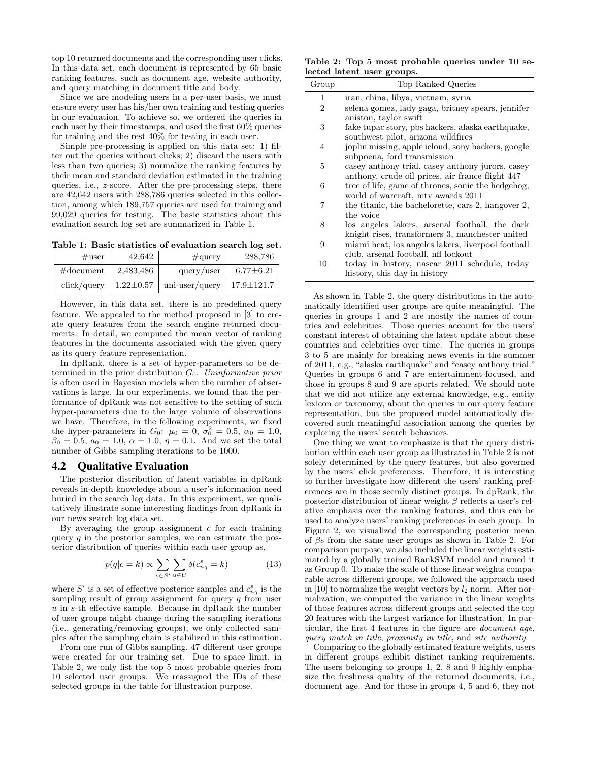top 10 returned documents and the corresponding user clicks. In this data set, each document is represented by 65 basic ranking features, such as document age, website authority, and query matching in document title and body.

Since we are modeling users in a per-user basis, we must ensure every user has his/her own training and testing queries in our evaluation. To achieve so, we ordered the queries in each user by their timestamps, and used the first 60% queries for training and the rest 40% for testing in each user.

Simple pre-processing is applied on this data set: 1) filter out the queries without clicks; 2) discard the users with less than two queries; 3) normalize the ranking features by their mean and standard deviation estimated in the training queries, i.e., $z$-score. After the pre-processing steps, there are 42,642 users with 288,786 queries selected in this collection, among which 189,757 queries are used for training and 99,029 queries for testing. The basic statistics about this evaluation search log set are summarized in Table 1.

**Table 1: Basic statistics of evaluation search log set.**

| #user | 42,642 | #query | 288,786 |
|---|---|---|---|
| #document | 2,483,486 | query/user | 6.77±6.21 |
| click/query | 1.22±0.57 | uni-user/query | 17.9±121.7 |

However, in this data set, there is no predefined query feature. We appealed to the method proposed in [3] to create query features from the search engine returned documents. In detail, we computed the mean vector of ranking features in the documents associated with the given query as its query feature representation.

In dpRank, there is a set of hyper-parameters to be determined in the prior distribution $G_0$. *Uninformative prior* is often used in Bayesian models when the number of observations is large. In our experiments, we found that the performance of dpRank was not sensitive to the setting of such hyper-parameters due to the large volume of observations we have. Therefore, in the following experiments, we fixed the hyper-parameters in $G_0$: $\mu_0 = 0$, $\sigma_0^2 = 0.5$, $\alpha_0 = 1.0$, $\beta_0 = 0.5$, $a_0 = 1.0$, $\alpha = 1.0$, $\eta = 0.1$. And we set the total number of Gibbs sampling iterations to be 1000.

## 4.2 Qualitative Evaluation

The posterior distribution of latent variables in dpRank reveals in-depth knowledge about a user's information need buried in the search log data. In this experiment, we qualitatively illustrate some interesting findings from dpRank in our news search log data set.

By averaging the group assignment $c$ for each training query $q$ in the posterior samples, we can estimate the posterior distribution of queries within each user group as,

$$p(q|c=k) \propto \sum_{s \in S'} \sum_{u \in U} \delta(c_{uq}^s = k) \tag{13}$$

where $S'$ is a set of effective posterior samples and $c_{uq}^s$ is the sampling result of group assignment for query $q$ from user $u$ in $s$-th effective sample. Because in dpRank the number of user groups might change during the sampling iterations (i.e., generating/removing groups), we only collected samples after the sampling chain is stabilized in this estimation.

From one run of Gibbs sampling, 47 different user groups were created for our training set. Due to space limit, in Table 2, we only list the top 5 most probable queries from 10 selected user groups. We reassigned the IDs of these selected groups in the table for illustration purpose.

**Table 2: Top 5 most probable queries under 10 selected latent user groups.**

| Group | Top Ranked Queries |
|---|---|
| 1 | iran, china, libya, vietnam, syria |
| 2 | selena gomez, lady gaga, britney spears, jennifer aniston, taylor swift |
| 3 | fake tupac story, pbs hackers, alaska earthquake, southwest pilot, arizona wildfires |
| 4 | joplin missing, apple icloud, sony hackers, google subpoena, ford transmission |
| 5 | casey anthony trial, casey anthony jurors, casey anthony, crude oil prices, air france flight 447 |
| 6 | tree of life, game of thrones, sonic the hedgehog, world of warcraft, mtv awards 2011 |
| 7 | the titanic, the bachelorette, cars 2, hangover 2, the voice |
| 8 | los angeles lakers, arsenal football, the dark knight rises, transformers 3, manchester united |
| 9 | miami heat, los angeles lakers, liverpool football club, arsenal football, nfl lockout |
| 10 | today in history, nascar 2011 schedule, today history, this day in history |

As shown in Table 2, the query distributions in the automatically identified user groups are quite meaningful. The queries in groups 1 and 2 are mostly the names of countries and celebrities. Those queries account for the users' constant interest of obtaining the latest update about these countries and celebrities over time. The queries in groups 3 to 5 are mainly for breaking news events in the summer of 2011, e.g., "alaska earthquake" and "casey anthony trial." Queries in groups 6 and 7 are entertainment-focused, and those in groups 8 and 9 are sports related. We should note that we did not utilize any external knowledge, e.g., entity lexicon or taxonomy, about the queries in our query feature representation, but the proposed model automatically discovered such meaningful association among the queries by exploring the users' search behaviors.

One thing we want to emphasize is that the query distribution within each user group as illustrated in Table 2 is not solely determined by the query features, but also governed by the users' click preferences. Therefore, it is interesting to further investigate how different the users' ranking preferences are in those seemly distinct groups. In dpRank, the posterior distribution of linear weight $\beta$ reflects a user's relative emphasis over the ranking features, and thus can be used to analyze users' ranking preferences in each group. In Figure 2, we visualized the corresponding posterior mean of $\beta$s from the same user groups as shown in Table 2. For comparison purpose, we also included the linear weights estimated by a globally trained RankSVM model and named it as Group 0. To make the scale of those linear weights comparable across different groups, we followed the approach used in [10] to normalize the weight vectors by $l_2$ norm. After normalization, we computed the variance in the linear weights of those features across different groups and selected the top 20 features with the largest variance for illustration. In particular, the first 4 features in the figure are *document age*, *query match in title*, *proximity in title*, and *site authority*.

Comparing to the globally estimated feature weights, users in different groups exhibit distinct ranking requirements. The users belonging to groups 1, 2, 8 and 9 highly emphasize the freshness quality of the returned documents, i.e., document age. And for those in groups 4, 5 and 6, they not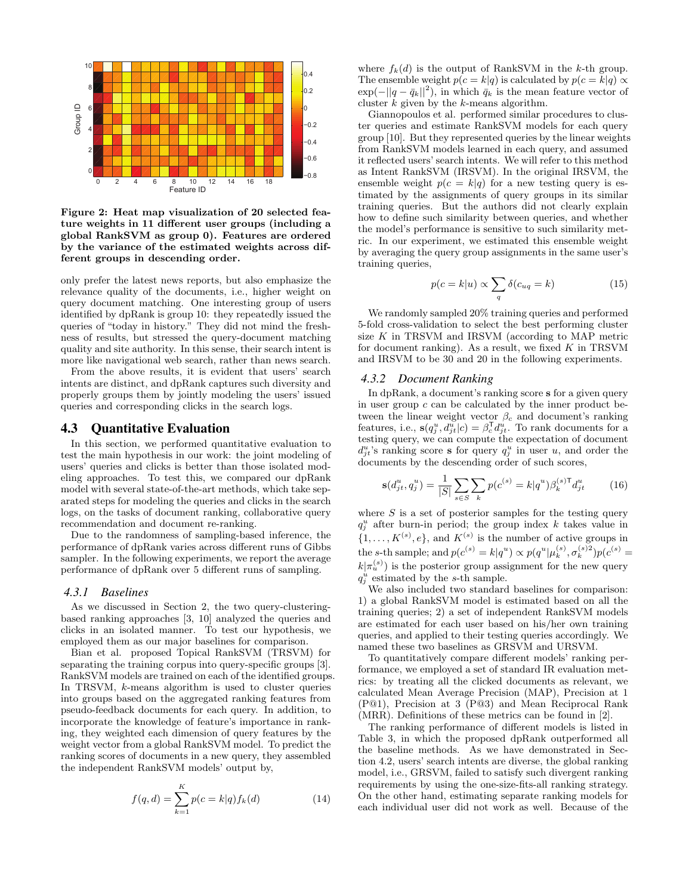Figure 2: Heat map visualization of 20 selected feature weights in 11 different user groups (including a global RankSVM as group 0). Features are ordered by the variance of the estimated weights across different groups in descending order.

only prefer the latest news reports, but also emphasize the relevance quality of the documents, i.e., higher weight on query document matching. One interesting group of users identified by dpRank is group 10: they repeatedly issued the queries of "today in history." They did not mind the freshness of results, but stressed the query-document matching quality and site authority. In this sense, their search intent is more like navigational web search, rather than news search.

From the above results, it is evident that users' search intents are distinct, and dpRank captures such diversity and properly groups them by jointly modeling the users' issued queries and corresponding clicks in the search logs.

## 4.3 Quantitative Evaluation

In this section, we performed quantitative evaluation to test the main hypothesis in our work: the joint modeling of users' queries and clicks is better than those isolated modeling approaches. To test this, we compared our dpRank model with several state-of-the-art methods, which take separated steps for modeling the queries and clicks in the search logs, on the tasks of document ranking, collaborative query recommendation and document re-ranking.

Due to the randomness of sampling-based inference, the performance of dpRank varies across different runs of Gibbs sampler. In the following experiments, we report the average performance of dpRank over 5 different runs of sampling.

### 4.3.1 Baselines

As we discussed in Section 2, the two query-clustering-based ranking approaches [3, 10] analyzed the queries and clicks in an isolated manner. To test our hypothesis, we employed them as our major baselines for comparison.

Bian et al. proposed Topical RankSVM (TRSVM) for separating the training corpus into query-specific groups [3]. RankSVM models are trained on each of the identified groups. In TRSVM, $k$-means algorithm is used to cluster queries into groups based on the aggregated ranking features from pseudo-feedback documents for each query. In addition, to incorporate the knowledge of feature's importance in ranking, they weighted each dimension of query features by the weight vector from a global RankSVM model. To predict the ranking scores of documents in a new query, they assembled the independent RankSVM models' output by,

$$f(q, d) = \sum_{k=1}^{K} p(c = k|q) f_k(d) \tag{14}$$

where $f_k(d)$ is the output of RankSVM in the $k$-th group. The ensemble weight $p(c = k|q)$ is calculated by $p(c = k|q) \propto \exp(-||q - \bar{q}_k||^2)$, in which $\bar{q}_k$ is the mean feature vector of cluster $k$ given by the $k$-means algorithm.

Giannopoulos et al. performed similar procedures to cluster queries and estimate RankSVM models for each query group [10]. But they represented queries by the linear weights from RankSVM models learned in each query, and assumed it reflected users' search intents. We will refer to this method as Intent RankSVM (IRSVM). In the original IRSVM, the ensemble weight $p(c = k|q)$ for a new testing query is estimated by the assignments of query groups in its similar training queries. But the authors did not clearly explain how to define such similarity between queries, and whether the model's performance is sensitive to such similarity metric. In our experiment, we estimated this ensemble weight by averaging the query group assignments in the same user's training queries,

$$p(c = k|u) \propto \sum_{q} \delta(c_{uq} = k) \tag{15}$$

We randomly sampled 20% training queries and performed 5-fold cross-validation to select the best performing cluster size $K$ in TRSVM and IRSVM (according to MAP metric for document ranking). As a result, we fixed $K$ in TRSVM and IRSVM to be 30 and 20 in the following experiments.

### 4.3.2 Document Ranking

In dpRank, a document's ranking score $\mathbf{s}$ for a given query in user group $c$ can be calculated by the inner product between the linear weight vector $\beta_c$ and document's ranking features, i.e., $\mathbf{s}(q^u_j, d^u_{jt}|c) = \beta_c^{\mathsf{T}} d^u_{jt}$. To rank documents for a testing query, we can compute the expectation of document $d^u_{jt}$'s ranking score $\mathbf{s}$ for query $q^u_j$ in user $u$, and order the documents by the descending order of such scores,

$$\mathbf{s}(d^u_{jt}, q^u_j) = \frac{1}{|S|} \sum_{s \in S} \sum_{k} p(c^{(s)} = k|q^u) \beta_k^{(s)\mathsf{T}} d^u_{jt} \tag{16}$$

where $S$ is a set of posterior samples for the testing query $q^u_j$ after burn-in period; the group index $k$ takes value in $\{1, \ldots, K^{(s)}, e\}$, and $K^{(s)}$ is the number of active groups in the $s$-th sample; and $p(c^{(s)} = k|q^u) \propto p(q^u|\mu_k^{(s)}, \sigma_k^{(s)2}) p(c^{(s)} = k|\pi_u^{(s)})$ is the posterior group assignment for the new query $q^u_j$ estimated by the $s$-th sample.

We also included two standard baselines for comparison: 1) a global RankSVM model is estimated based on all the training queries; 2) a set of independent RankSVM models are estimated for each user based on his/her own training queries, and applied to their testing queries accordingly. We named these two baselines as GRSVM and URSVM.

To quantitatively compare different models' ranking performance, we employed a set of standard IR evaluation metrics: by treating all the clicked documents as relevant, we calculated Mean Average Precision (MAP), Precision at 1 (P@1), Precision at 3 (P@3) and Mean Reciprocal Rank (MRR). Definitions of these metrics can be found in [2].

The ranking performance of different models is listed in Table 3, in which the proposed dpRank outperformed all the baseline methods. As we have demonstrated in Section 4.2, users' search intents are diverse, the global ranking model, i.e., GRSVM, failed to satisfy such divergent ranking requirements by using the one-size-fits-all ranking strategy. On the other hand, estimating separate ranking models for each individual user did not work as well. Because of the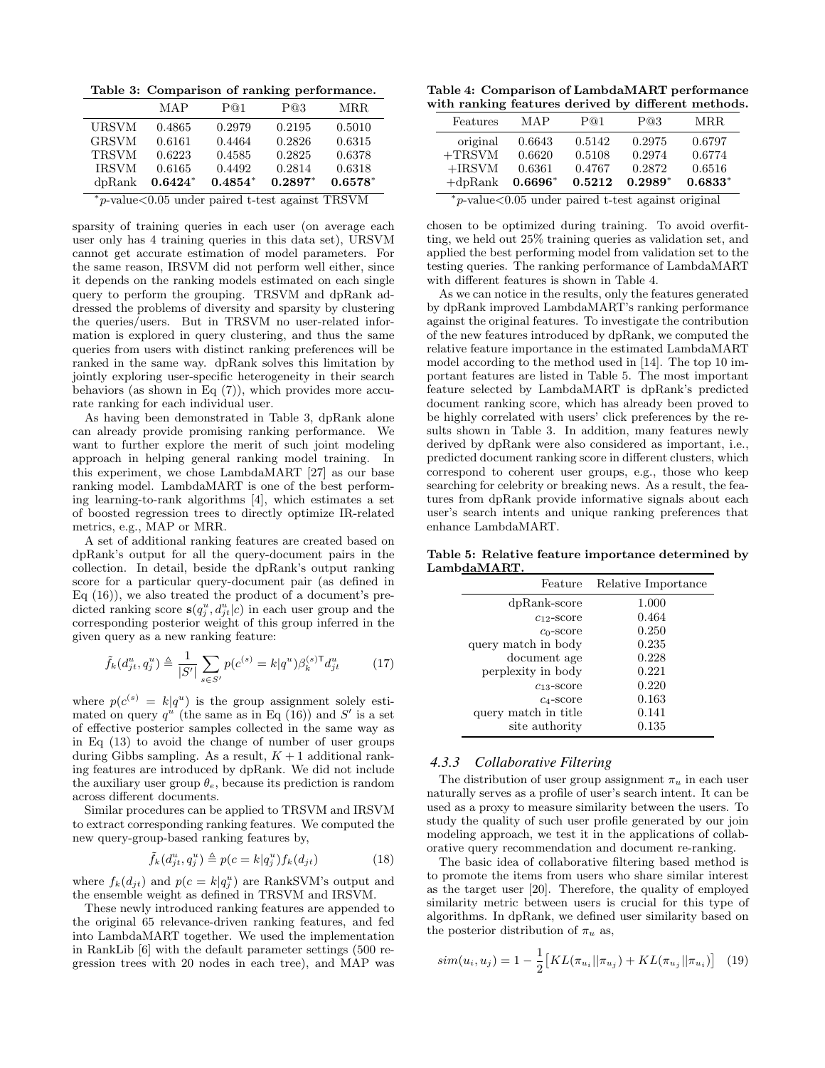**Table 3: Comparison of ranking performance.**

| | MAP | P@1 | P@3 | MRR |
|---|---|---|---|---|
| URSVM | 0.4865 | 0.2979 | 0.2195 | 0.5010 |
| GRSVM | 0.6161 | 0.4464 | 0.2826 | 0.6315 |
| TRSVM | 0.6223 | 0.4585 | 0.2825 | 0.6378 |
| IRSVM | 0.6165 | 0.4492 | 0.2814 | 0.6318 |
| dpRank | **0.6424*** | **0.4854*** | **0.2897*** | **0.6578*** |

*$p$-value<0.05 under paired t-test against TRSVM

sparsity of training queries in each user (on average each user only has 4 training queries in this data set), URSVM cannot get accurate estimation of model parameters. For the same reason, IRSVM did not perform well either, since it depends on the ranking models estimated on each single query to perform the grouping. TRSVM and dpRank addressed the problems of diversity and sparsity by clustering the queries/users. But in TRSVM no user-related information is explored in query clustering, and thus the same queries from users with distinct ranking preferences will be ranked in the same way. dpRank solves this limitation by jointly exploring user-specific heterogeneity in their search behaviors (as shown in Eq (7)), which provides more accurate ranking for each individual user.

As having been demonstrated in Table 3, dpRank alone can already provide promising ranking performance. We want to further explore the merit of such joint modeling approach in helping general ranking model training. In this experiment, we chose LambdaMART [27] as our base ranking model. LambdaMART is one of the best performing learning-to-rank algorithms [4], which estimates a set of boosted regression trees to directly optimize IR-related metrics, e.g., MAP or MRR.

A set of additional ranking features are created based on dpRank's output for all the query-document pairs in the collection. In detail, beside the dpRank's output ranking score for a particular query-document pair (as defined in Eq (16)), we also treated the product of a document's predicted ranking score $\mathbf{s}(q^u_j, d^u_{jt}|c)$ in each user group and the corresponding posterior weight of this group inferred in the given query as a new ranking feature:

$$\tilde{f}_k(d^u_{jt}, q^u_j) \triangleq \frac{1}{|S'|}\sum_{s \in S'} p(c^{(s)} = k|q^u)\beta_k^{(s)\mathsf{T}} d^u_{jt} \qquad (17)$$

where $p(c^{(s)} = k|q^u)$ is the group assignment solely estimated on query $q^u$ (the same as in Eq (16)) and $S'$ is a set of effective posterior samples collected in the same way as in Eq (13) to avoid the change of number of user groups during Gibbs sampling. As a result, $K+1$ additional ranking features are introduced by dpRank. We did not include the auxiliary user group $\theta_e$, because its prediction is random across different documents.

Similar procedures can be applied to TRSVM and IRSVM to extract corresponding ranking features. We computed the new query-group-based ranking features by,

$$\tilde{f}_k(d^u_{jt}, q^u_j) \triangleq p(c = k|q^u_j) f_k(d_{jt}) \qquad (18)$$

where $f_k(d_{jt})$ and $p(c = k|q^u_j)$ are RankSVM's output and the ensemble weight as defined in TRSVM and IRSVM.

These newly introduced ranking features are appended to the original 65 relevance-driven ranking features, and fed into LambdaMART together. We used the implementation in RankLib [6] with the default parameter settings (500 regression trees with 20 nodes in each tree), and MAP was chosen to be optimized during training. To avoid overfitting, we held out 25% training queries as validation set, and applied the best performing model from validation set to the testing queries. The ranking performance of LambdaMART with different features is shown in Table 4.

**Table 4: Comparison of LambdaMART performance with ranking features derived by different methods.**

| Features | MAP | P@1 | P@3 | MRR |
|---|---|---|---|---|
| original | 0.6643 | 0.5142 | 0.2975 | 0.6797 |
| +TRSVM | 0.6620 | 0.5108 | 0.2974 | 0.6774 |
| +IRSVM | 0.6361 | 0.4767 | 0.2872 | 0.6516 |
| +dpRank | **0.6696*** | **0.5212** | **0.2989*** | **0.6833*** |

*$p$-value<0.05 under paired t-test against original

As we can notice in the results, only the features generated by dpRank improved LambdaMART's ranking performance against the original features. To investigate the contribution of the new features introduced by dpRank, we computed the relative feature importance in the estimated LambdaMART model according to the method used in [14]. The top 10 important features are listed in Table 5. The most important feature selected by LambdaMART is dpRank's predicted document ranking score, which has already been proved to be highly correlated with users' click preferences by the results shown in Table 3. In addition, many features newly derived by dpRank were also considered as important, i.e., predicted document ranking score in different clusters, which correspond to coherent user groups, e.g., those who keep searching for celebrity or breaking news. As a result, the features from dpRank provide informative signals about each user's search intents and unique ranking preferences that enhance LambdaMART.

**Table 5: Relative feature importance determined by LambdaMART.**

| Feature | Relative Importance |
|---|---|
| dpRank-score | 1.000 |
| $c_{12}$-score | 0.464 |
| $c_0$-score | 0.250 |
| query match in body | 0.235 |
| document age | 0.228 |
| perplexity in body | 0.221 |
| $c_{13}$-score | 0.220 |
| $c_4$-score | 0.163 |
| query match in title | 0.141 |
| site authority | 0.135 |

#### *4.3.3 Collaborative Filtering*

The distribution of user group assignment $\pi_u$ in each user naturally serves as a profile of user's search intent. It can be used as a proxy to measure similarity between the users. To study the quality of such user profile generated by our join modeling approach, we test it in the applications of collaborative query recommendation and document re-ranking.

The basic idea of collaborative filtering based method is to promote the items from users who share similar interest as the target user [20]. Therefore, the quality of employed similarity metric between users is crucial for this type of algorithms. In dpRank, we defined user similarity based on the posterior distribution of $\pi_u$ as,

$$sim(u_i, u_j) = 1 - \frac{1}{2}\big[KL(\pi_{u_i}||\pi_{u_j}) + KL(\pi_{u_j}||\pi_{u_i})\big] \quad (19)$$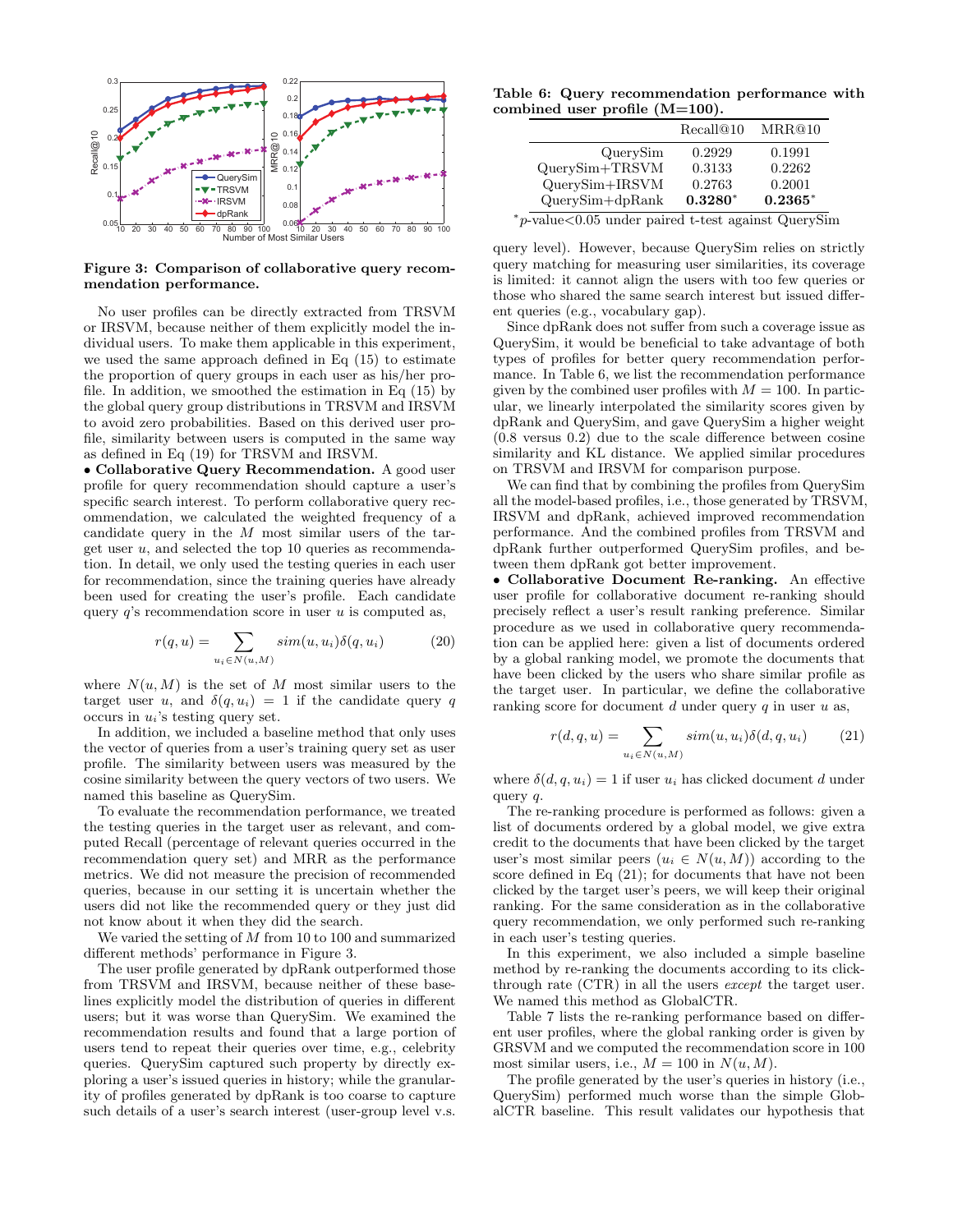**Figure 3: Comparison of collaborative query recommendation performance.**

No user profiles can be directly extracted from TRSVM or IRSVM, because neither of them explicitly model the individual users. To make them applicable in this experiment, we used the same approach defined in Eq (15) to estimate the proportion of query groups in each user as his/her profile. In addition, we smoothed the estimation in Eq (15) by the global query group distributions in TRSVM and IRSVM to avoid zero probabilities. Based on this derived user profile, similarity between users is computed in the same way as defined in Eq (19) for TRSVM and IRSVM.

• **Collaborative Query Recommendation.** A good user profile for query recommendation should capture a user's specific search interest. To perform collaborative query recommendation, we calculated the weighted frequency of a candidate query in the $M$ most similar users of the target user $u$, and selected the top 10 queries as recommendation. In detail, we only used the testing queries in each user for recommendation, since the training queries have already been used for creating the user's profile. Each candidate query $q$'s recommendation score in user $u$ is computed as,

$$r(q,u) = \sum_{u_i \in N(u,M)} sim(u,u_i)\delta(q,u_i) \tag{20}$$

where $N(u, M)$ is the set of $M$ most similar users to the target user $u$, and $\delta(q, u_i) = 1$ if the candidate query $q$ occurs in $u_i$'s testing query set.

In addition, we included a baseline method that only uses the vector of queries from a user's training query set as user profile. The similarity between users was measured by the cosine similarity between the query vectors of two users. We named this baseline as QuerySim.

To evaluate the recommendation performance, we treated the testing queries in the target user as relevant, and computed Recall (percentage of relevant queries occurred in the recommendation query set) and MRR as the performance metrics. We did not measure the precision of recommended queries, because in our setting it is uncertain whether the users did not like the recommended query or they just did not know about it when they did the search.

We varied the setting of $M$ from 10 to 100 and summarized different methods' performance in Figure 3.

The user profile generated by dpRank outperformed those from TRSVM and IRSVM, because neither of these baselines explicitly model the distribution of queries in different users; but it was worse than QuerySim. We examined the recommendation results and found that a large portion of users tend to repeat their queries over time, e.g., celebrity queries. QuerySim captured such property by directly exploring a user's issued queries in history; while the granularity of profiles generated by dpRank is too coarse to capture such details of a user's search interest (user-group level v.s. query level). However, because QuerySim relies on strictly query matching for measuring user similarities, its coverage is limited: it cannot align the users with too few queries or those who shared the same search interest but issued different queries (e.g., vocabulary gap).

**Table 6: Query recommendation performance with combined user profile (M=100).**

| | Recall@10 | MRR@10 |
|---|---|---|
| QuerySim | 0.2929 | 0.1991 |
| QuerySim+TRSVM | 0.3133 | 0.2262 |
| QuerySim+IRSVM | 0.2763 | 0.2001 |
| QuerySim+dpRank | **0.3280**$^*$ | **0.2365**$^*$ |

$^*$p-value<0.05 under paired t-test against QuerySim

Since dpRank does not suffer from such a coverage issue as QuerySim, it would be beneficial to take advantage of both types of profiles for better query recommendation performance. In Table 6, we list the recommendation performance given by the combined user profiles with $M = 100$. In particular, we linearly interpolated the similarity scores given by dpRank and QuerySim, and gave QuerySim a higher weight (0.8 versus 0.2) due to the scale difference between cosine similarity and KL distance. We applied similar procedures on TRSVM and IRSVM for comparison purpose.

We can find that by combining the profiles from QuerySim all the model-based profiles, i.e., those generated by TRSVM, IRSVM and dpRank, achieved improved recommendation performance. And the combined profiles from TRSVM and dpRank further outperformed QuerySim profiles, and between them dpRank got better improvement.

• **Collaborative Document Re-ranking.** An effective user profile for collaborative document re-ranking should precisely reflect a user's result ranking preference. Similar procedure as we used in collaborative query recommendation can be applied here: given a list of documents ordered by a global ranking model, we promote the documents that have been clicked by the users who share similar profile as the target user. In particular, we define the collaborative ranking score for document $d$ under query $q$ in user $u$ as,

$$r(d,q,u) = \sum_{u_i \in N(u,M)} sim(u,u_i)\delta(d,q,u_i) \tag{21}$$

where $\delta(d, q, u_i) = 1$ if user $u_i$ has clicked document $d$ under query $q$.

The re-ranking procedure is performed as follows: given a list of documents ordered by a global model, we give extra credit to the documents that have been clicked by the target user's most similar peers ($u_i \in N(u, M)$) according to the score defined in Eq (21); for documents that have not been clicked by the target user's peers, we will keep their original ranking. For the same consideration as in the collaborative query recommendation, we only performed such re-ranking in each user's testing queries.

In this experiment, we also included a simple baseline method by re-ranking the documents according to its click-through rate (CTR) in all the users *except* the target user. We named this method as GlobalCTR.

Table 7 lists the re-ranking performance based on different user profiles, where the global ranking order is given by GRSVM and we computed the recommendation score in 100 most similar users, i.e., $M = 100$ in $N(u, M)$.

The profile generated by the user's queries in history (i.e., QuerySim) performed much worse than the simple GlobalCTR baseline. This result validates our hypothesis that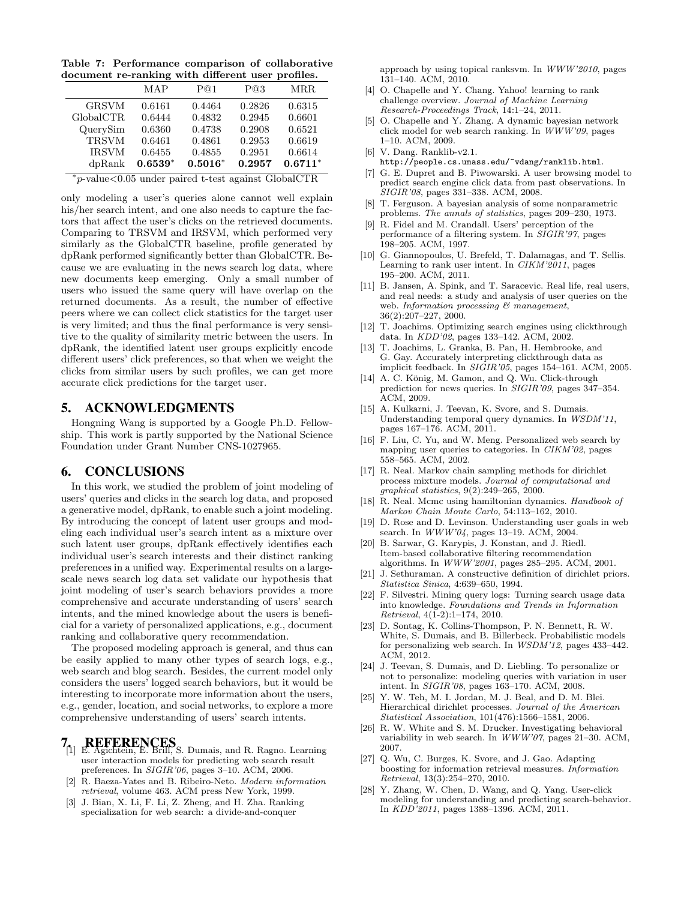**Table 7: Performance comparison of collaborative document re-ranking with different user profiles.**

| | MAP | P@1 | P@3 | MRR |
|---|---|---|---|---|
| GRSVM | 0.6161 | 0.4464 | 0.2826 | 0.6315 |
| GlobalCTR | 0.6444 | 0.4832 | 0.2945 | 0.6601 |
| QuerySim | 0.6360 | 0.4738 | 0.2908 | 0.6521 |
| TRSVM | 0.6461 | 0.4861 | 0.2953 | 0.6619 |
| IRSVM | 0.6455 | 0.4855 | 0.2951 | 0.6614 |
| dpRank | **0.6539*** | **0.5016*** | **0.2957** | **0.6711*** |

*$p$-value<0.05 under paired t-test against GlobalCTR

only modeling a user's queries alone cannot well explain his/her search intent, and one also needs to capture the factors that affect the user's clicks on the retrieved documents. Comparing to TRSVM and IRSVM, which performed very similarly as the GlobalCTR baseline, profile generated by dpRank performed significantly better than GlobalCTR. Because we are evaluating in the news search log data, where new documents keep emerging. Only a small number of users who issued the same query will have overlap on the returned documents. As a result, the number of effective peers where we can collect click statistics for the target user is very limited; and thus the final performance is very sensitive to the quality of similarity metric between the users. In dpRank, the identified latent user groups explicitly encode different users' click preferences, so that when we weight the clicks from similar users by such profiles, we can get more accurate click predictions for the target user.

## 5. ACKNOWLEDGMENTS

Hongning Wang is supported by a Google Ph.D. Fellowship. This work is partly supported by the National Science Foundation under Grant Number CNS-1027965.

## 6. CONCLUSIONS

In this work, we studied the problem of joint modeling of users' queries and clicks in the search log data, and proposed a generative model, dpRank, to enable such a joint modeling. By introducing the concept of latent user groups and modeling each individual user's search intent as a mixture over such latent user groups, dpRank effectively identifies each individual user's search interests and their distinct ranking preferences in a unified way. Experimental results on a large-scale news search log data set validate our hypothesis that joint modeling of user's search behaviors provides a more comprehensive and accurate understanding of users' search intents, and the mined knowledge about the users is beneficial for a variety of personalized applications, e.g., document ranking and collaborative query recommendation.

The proposed modeling approach is general, and thus can be easily applied to many other types of search logs, e.g., web search and blog search. Besides, the current model only considers the users' logged search behaviors, but it would be interesting to incorporate more information about the users, e.g., gender, location, and social networks, to explore a more comprehensive understanding of users' search intents.

## 7. REFERENCES

[1] E. Agichtein, E. Brill, S. Dumais, and R. Ragno. Learning user interaction models for predicting web search result preferences. In *SIGIR'06*, pages 3–10. ACM, 2006.

[2] R. Baeza-Yates and B. Ribeiro-Neto. *Modern information retrieval*, volume 463. ACM press New York, 1999.

[3] J. Bian, X. Li, F. Li, Z. Zheng, and H. Zha. Ranking specialization for web search: a divide-and-conquer approach by using topical ranksvm. In *WWW'2010*, pages 131–140. ACM, 2010.

[4] O. Chapelle and Y. Chang. Yahoo! learning to rank challenge overview. *Journal of Machine Learning Research-Proceedings Track*, 14:1–24, 2011.

[5] O. Chapelle and Y. Zhang. A dynamic bayesian network click model for web search ranking. In *WWW'09*, pages 1–10. ACM, 2009.

[6] V. Dang. Ranklib-v2.1. http://people.cs.umass.edu/~vdang/ranklib.html.

[7] G. E. Dupret and B. Piwowarski. A user browsing model to predict search engine click data from past observations. In *SIGIR'08*, pages 331–338. ACM, 2008.

[8] T. Ferguson. A bayesian analysis of some nonparametric problems. *The annals of statistics*, pages 209–230, 1973.

[9] R. Fidel and M. Crandall. Users' perception of the performance of a filtering system. In *SIGIR'97*, pages 198–205. ACM, 1997.

[10] G. Giannopoulos, U. Brefeld, T. Dalamagas, and T. Sellis. Learning to rank user intent. In *CIKM'2011*, pages 195–200. ACM, 2011.

[11] B. Jansen, A. Spink, and T. Saracevic. Real life, real users, and real needs: a study and analysis of user queries on the web. *Information processing & management*, 36(2):207–227, 2000.

[12] T. Joachims. Optimizing search engines using clickthrough data. In *KDD'02*, pages 133–142. ACM, 2002.

[13] T. Joachims, L. Granka, B. Pan, H. Hembrooke, and G. Gay. Accurately interpreting clickthrough data as implicit feedback. In *SIGIR'05*, pages 154–161. ACM, 2005.

[14] A. C. König, M. Gamon, and Q. Wu. Click-through prediction for news queries. In *SIGIR'09*, pages 347–354. ACM, 2009.

[15] A. Kulkarni, J. Teevan, K. Svore, and S. Dumais. Understanding temporal query dynamics. In *WSDM'11*, pages 167–176. ACM, 2011.

[16] F. Liu, C. Yu, and W. Meng. Personalized web search by mapping user queries to categories. In *CIKM'02*, pages 558–565. ACM, 2002.

[17] R. Neal. Markov chain sampling methods for dirichlet process mixture models. *Journal of computational and graphical statistics*, 9(2):249–265, 2000.

[18] R. Neal. Mcmc using hamiltonian dynamics. *Handbook of Markov Chain Monte Carlo*, 54:113–162, 2010.

[19] D. Rose and D. Levinson. Understanding user goals in web search. In *WWW'04*, pages 13–19. ACM, 2004.

[20] B. Sarwar, G. Karypis, J. Konstan, and J. Riedl. Item-based collaborative filtering recommendation algorithms. In *WWW'2001*, pages 285–295. ACM, 2001.

[21] J. Sethuraman. A constructive definition of dirichlet priors. *Statistica Sinica*, 4:639–650, 1994.

[22] F. Silvestri. Mining query logs: Turning search usage data into knowledge. *Foundations and Trends in Information Retrieval*, 4(1-2):1–174, 2010.

[23] D. Sontag, K. Collins-Thompson, P. N. Bennett, R. W. White, S. Dumais, and B. Billerbeck. Probabilistic models for personalizing web search. In *WSDM'12*, pages 433–442. ACM, 2012.

[24] J. Teevan, S. Dumais, and D. Liebling. To personalize or not to personalize: modeling queries with variation in user intent. In *SIGIR'08*, pages 163–170. ACM, 2008.

[25] Y. W. Teh, M. I. Jordan, M. J. Beal, and D. M. Blei. Hierarchical dirichlet processes. *Journal of the American Statistical Association*, 101(476):1566–1581, 2006.

[26] R. W. White and S. M. Drucker. Investigating behavioral variability in web search. In *WWW'07*, pages 21–30. ACM, 2007.

[27] Q. Wu, C. Burges, K. Svore, and J. Gao. Adapting boosting for information retrieval measures. *Information Retrieval*, 13(3):254–270, 2010.

[28] Y. Zhang, W. Chen, D. Wang, and Q. Yang. User-click modeling for understanding and predicting search-behavior. In *KDD'2011*, pages 1388–1396. ACM, 2011.